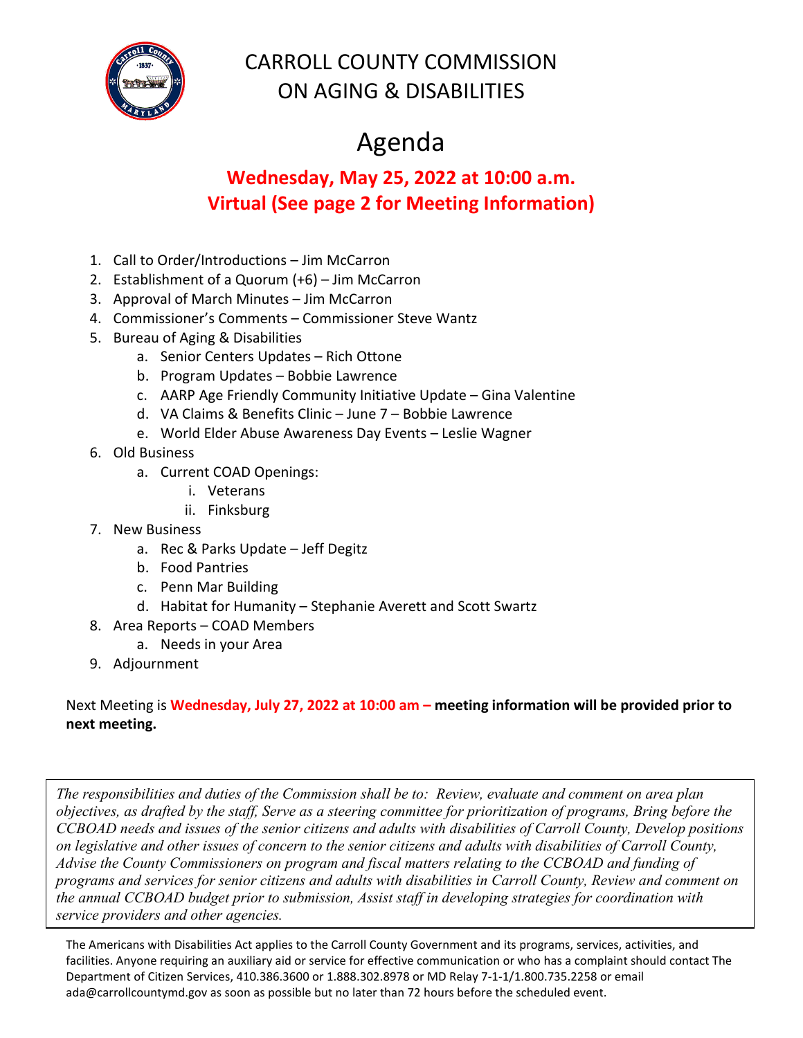# CARROLL COUNTY COMMISSION ON AGING & DISABILITIES

## Agenda

**Wednesday, May 25, 2022 at 10:00 a.m.**
**Virtual (See page 2 for Meeting Information)**

1. Call to Order/Introductions – Jim McCarron
2. Establishment of a Quorum (+6) – Jim McCarron
3. Approval of March Minutes – Jim McCarron
4. Commissioner's Comments – Commissioner Steve Wantz
5. Bureau of Aging & Disabilities
    a. Senior Centers Updates – Rich Ottone
    b. Program Updates – Bobbie Lawrence
    c. AARP Age Friendly Community Initiative Update – Gina Valentine
    d. VA Claims & Benefits Clinic – June 7 – Bobbie Lawrence
    e. World Elder Abuse Awareness Day Events – Leslie Wagner
6. Old Business
    a. Current COAD Openings:
        i. Veterans
        ii. Finksburg
7. New Business
    a. Rec & Parks Update – Jeff Degitz
    b. Food Pantries
    c. Penn Mar Building
    d. Habitat for Humanity – Stephanie Averett and Scott Swartz
8. Area Reports – COAD Members
    a. Needs in your Area
9. Adjournment

Next Meeting is **Wednesday, July 27, 2022 at 10:00 am – meeting information will be provided prior to next meeting.**

*The responsibilities and duties of the Commission shall be to: Review, evaluate and comment on area plan objectives, as drafted by the staff, Serve as a steering committee for prioritization of programs, Bring before the CCBOAD needs and issues of the senior citizens and adults with disabilities of Carroll County, Develop positions on legislative and other issues of concern to the senior citizens and adults with disabilities of Carroll County, Advise the County Commissioners on program and fiscal matters relating to the CCBOAD and funding of programs and services for senior citizens and adults with disabilities in Carroll County, Review and comment on the annual CCBOAD budget prior to submission, Assist staff in developing strategies for coordination with service providers and other agencies.*

The Americans with Disabilities Act applies to the Carroll County Government and its programs, services, activities, and facilities. Anyone requiring an auxiliary aid or service for effective communication or who has a complaint should contact The Department of Citizen Services, 410.386.3600 or 1.888.302.8978 or MD Relay 7-1-1/1.800.735.2258 or email ada@carrollcountymd.gov as soon as possible but no later than 72 hours before the scheduled event.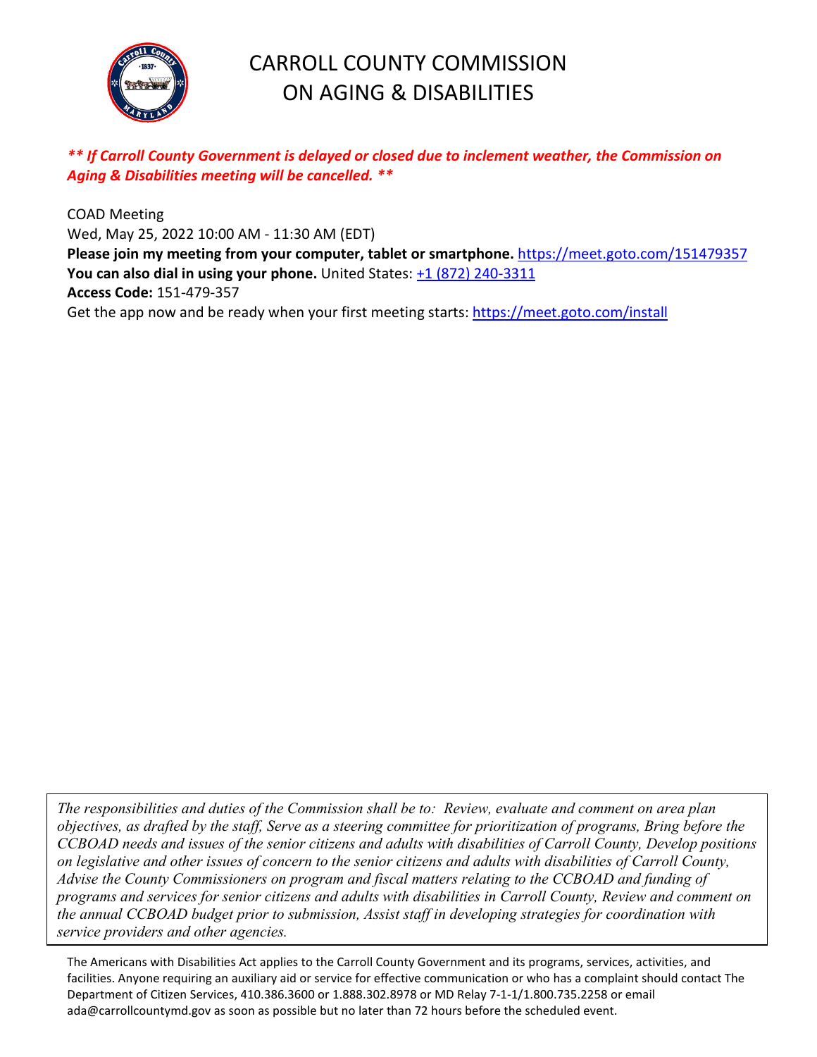# CARROLL COUNTY COMMISSION ON AGING & DISABILITIES

***\*\* If Carroll County Government is delayed or closed due to inclement weather, the Commission on Aging & Disabilities meeting will be cancelled. \*\****

COAD Meeting
Wed, May 25, 2022 10:00 AM - 11:30 AM (EDT)
**Please join my meeting from your computer, tablet or smartphone.** https://meet.goto.com/151479357
**You can also dial in using your phone.** United States: +1 (872) 240-3311
**Access Code:** 151-479-357
Get the app now and be ready when your first meeting starts: https://meet.goto.com/install

*The responsibilities and duties of the Commission shall be to: Review, evaluate and comment on area plan objectives, as drafted by the staff, Serve as a steering committee for prioritization of programs, Bring before the CCBOAD needs and issues of the senior citizens and adults with disabilities of Carroll County, Develop positions on legislative and other issues of concern to the senior citizens and adults with disabilities of Carroll County, Advise the County Commissioners on program and fiscal matters relating to the CCBOAD and funding of programs and services for senior citizens and adults with disabilities in Carroll County, Review and comment on the annual CCBOAD budget prior to submission, Assist staff in developing strategies for coordination with service providers and other agencies.*

The Americans with Disabilities Act applies to the Carroll County Government and its programs, services, activities, and facilities. Anyone requiring an auxiliary aid or service for effective communication or who has a complaint should contact The Department of Citizen Services, 410.386.3600 or 1.888.302.8978 or MD Relay 7-1-1/1.800.735.2258 or email ada@carrollcountymd.gov as soon as possible but no later than 72 hours before the scheduled event.